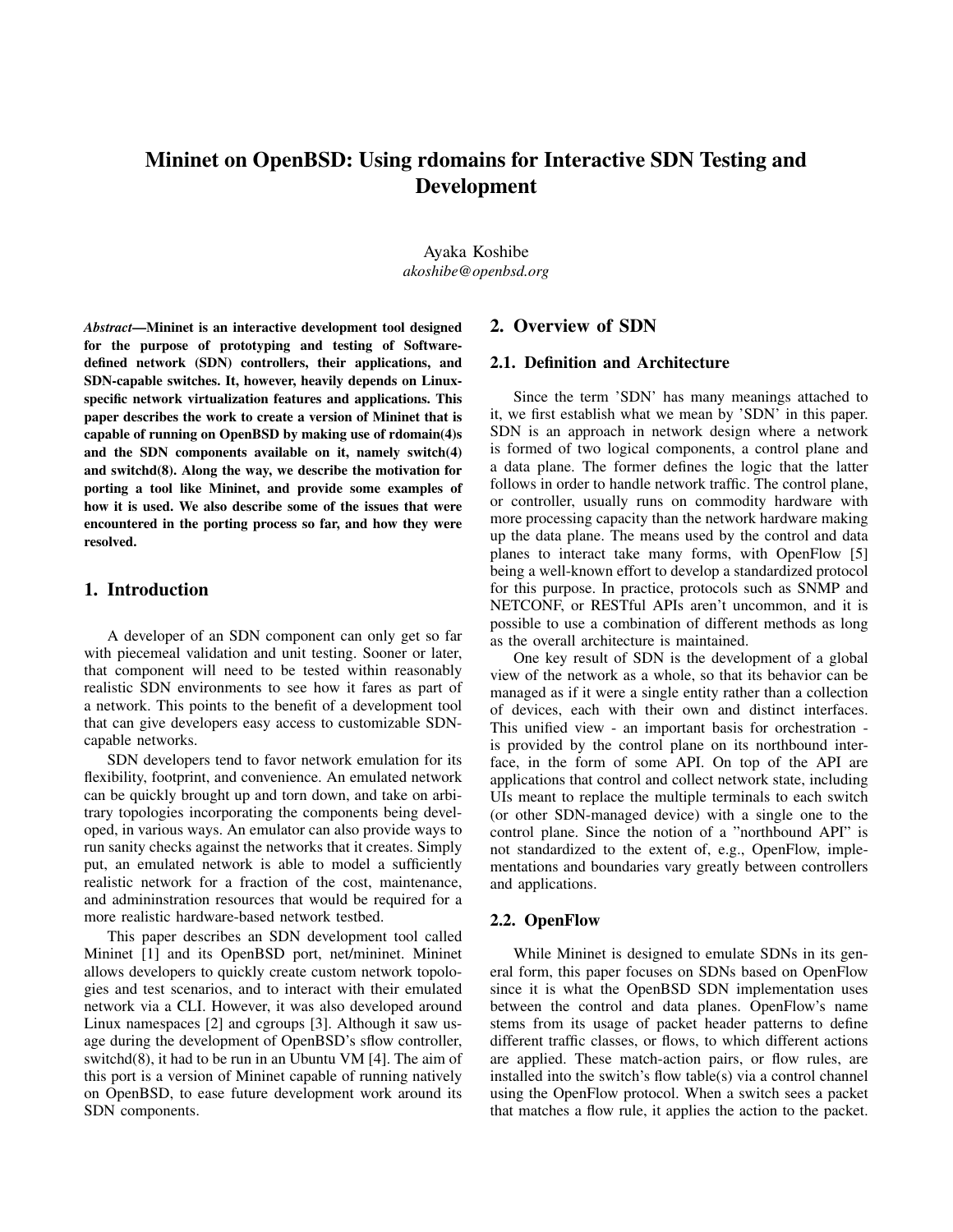// Mininet on OpenBSD: Using rdomains for Interactive SDN Testing and Development

Ayaka Koshibe
*akoshibe@openbsd.org*

***Abstract*—Mininet is an interactive development tool designed for the purpose of prototyping and testing of Software-defined network (SDN) controllers, their applications, and SDN-capable switches. It, however, heavily depends on Linux-specific network virtualization features and applications. This paper describes the work to create a version of Mininet that is capable of running on OpenBSD by making use of rdomain(4)s and the SDN components available on it, namely switch(4) and switchd(8). Along the way, we describe the motivation for porting a tool like Mininet, and provide some examples of how it is used. We also describe some of the issues that were encountered in the porting process so far, and how they were resolved.**

## 1. Introduction

A developer of an SDN component can only get so far with piecemeal validation and unit testing. Sooner or later, that component will need to be tested within reasonably realistic SDN environments to see how it fares as part of a network. This points to the benefit of a development tool that can give developers easy access to customizable SDN-capable networks.

SDN developers tend to favor network emulation for its flexibility, footprint, and convenience. An emulated network can be quickly brought up and torn down, and take on arbitrary topologies incorporating the components being developed, in various ways. An emulator can also provide ways to run sanity checks against the networks that it creates. Simply put, an emulated network is able to model a sufficiently realistic network for a fraction of the cost, maintenance, and admininstration resources that would be required for a more realistic hardware-based network testbed.

This paper describes an SDN development tool called Mininet [1] and its OpenBSD port, net/mininet. Mininet allows developers to quickly create custom network topologies and test scenarios, and to interact with their emulated network via a CLI. However, it was also developed around Linux namespaces [2] and cgroups [3]. Although it saw usage during the development of OpenBSD's sflow controller, switchd(8), it had to be run in an Ubuntu VM [4]. The aim of this port is a version of Mininet capable of running natively on OpenBSD, to ease future development work around its SDN components.

## 2. Overview of SDN

### 2.1. Definition and Architecture

Since the term 'SDN' has many meanings attached to it, we first establish what we mean by 'SDN' in this paper. SDN is an approach in network design where a network is formed of two logical components, a control plane and a data plane. The former defines the logic that the latter follows in order to handle network traffic. The control plane, or controller, usually runs on commodity hardware with more processing capacity than the network hardware making up the data plane. The means used by the control and data planes to interact take many forms, with OpenFlow [5] being a well-known effort to develop a standardized protocol for this purpose. In practice, protocols such as SNMP and NETCONF, or RESTful APIs aren't uncommon, and it is possible to use a combination of different methods as long as the overall architecture is maintained.

One key result of SDN is the development of a global view of the network as a whole, so that its behavior can be managed as if it were a single entity rather than a collection of devices, each with their own and distinct interfaces. This unified view - an important basis for orchestration - is provided by the control plane on its northbound interface, in the form of some API. On top of the API are applications that control and collect network state, including UIs meant to replace the multiple terminals to each switch (or other SDN-managed device) with a single one to the control plane. Since the notion of a "northbound API" is not standardized to the extent of, e.g., OpenFlow, implementations and boundaries vary greatly between controllers and applications.

### 2.2. OpenFlow

While Mininet is designed to emulate SDNs in its general form, this paper focuses on SDNs based on OpenFlow since it is what the OpenBSD SDN implementation uses between the control and data planes. OpenFlow's name stems from its usage of packet header patterns to define different traffic classes, or flows, to which different actions are applied. These match-action pairs, or flow rules, are installed into the switch's flow table(s) via a control channel using the OpenFlow protocol. When a switch sees a packet that matches a flow rule, it applies the action to the packet.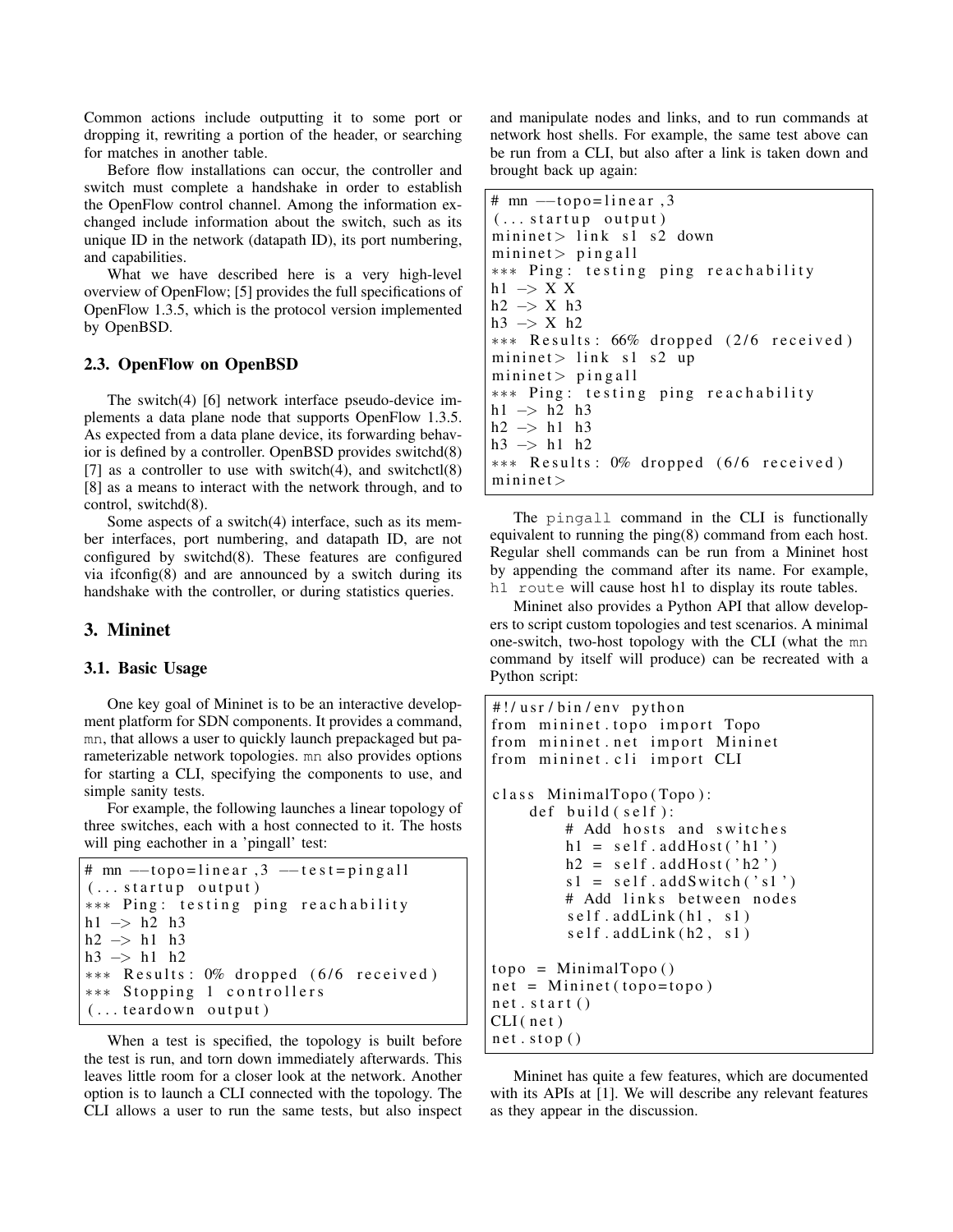Common actions include outputting it to some port or dropping it, rewriting a portion of the header, or searching for matches in another table.

Before flow installations can occur, the controller and switch must complete a handshake in order to establish the OpenFlow control channel. Among the information exchanged include information about the switch, such as its unique ID in the network (datapath ID), its port numbering, and capabilities.

What we have described here is a very high-level overview of OpenFlow; [5] provides the full specifications of OpenFlow 1.3.5, which is the protocol version implemented by OpenBSD.

### 2.3. OpenFlow on OpenBSD

The switch(4) [6] network interface pseudo-device implements a data plane node that supports OpenFlow 1.3.5. As expected from a data plane device, its forwarding behavior is defined by a controller. OpenBSD provides switchd(8) [7] as a controller to use with switch(4), and switchctl(8) [8] as a means to interact with the network through, and to control, switchd(8).

Some aspects of a switch(4) interface, such as its member interfaces, port numbering, and datapath ID, are not configured by switchd(8). These features are configured via ifconfig(8) and are announced by a switch during its handshake with the controller, or during statistics queries.

## 3. Mininet

### 3.1. Basic Usage

One key goal of Mininet is to be an interactive development platform for SDN components. It provides a command, `mn`, that allows a user to quickly launch prepackaged but parameterizable network topologies. `mn` also provides options for starting a CLI, specifying the components to use, and simple sanity tests.

For example, the following launches a linear topology of three switches, each with a host connected to it. The hosts will ping eachother in a 'pingall' test:

```
# mn --topo=linear,3 --test=pingall
(... startup output)
*** Ping: testing ping reachability
h1 -> h2 h3
h2 -> h1 h3
h3 -> h1 h2
*** Results: 0% dropped (6/6 received)
*** Stopping 1 controllers
(... teardown output)
```

When a test is specified, the topology is built before the test is run, and torn down immediately afterwards. This leaves little room for a closer look at the network. Another option is to launch a CLI connected with the topology. The CLI allows a user to run the same tests, but also inspect and manipulate nodes and links, and to run commands at network host shells. For example, the same test above can be run from a CLI, but also after a link is taken down and brought back up again:

```
# mn --topo=linear,3
(... startup output)
mininet> link s1 s2 down
mininet> pingall
*** Ping: testing ping reachability
h1 -> X X
h2 -> X h3
h3 -> X h2
*** Results: 66% dropped (2/6 received)
mininet> link s1 s2 up
mininet> pingall
*** Ping: testing ping reachability
h1 -> h2 h3
h2 -> h1 h3
h3 -> h1 h2
*** Results: 0% dropped (6/6 received)
mininet>
```

The `pingall` command in the CLI is functionally equivalent to running the ping(8) command from each host. Regular shell commands can be run from a Mininet host by appending the command after its name. For example, `h1 route` will cause host h1 to display its route tables.

Mininet also provides a Python API that allow developers to script custom topologies and test scenarios. A minimal one-switch, two-host topology with the CLI (what the `mn` command by itself will produce) can be recreated with a Python script:

```
#!/usr/bin/env python
from mininet.topo import Topo
from mininet.net import Mininet
from mininet.cli import CLI

class MinimalTopo(Topo):
    def build(self):
        # Add hosts and switches
        h1 = self.addHost('h1')
        h2 = self.addHost('h2')
        s1 = self.addSwitch('s1')
        # Add links between nodes
        self.addLink(h1, s1)
        self.addLink(h2, s1)

topo = MinimalTopo()
net = Mininet(topo=topo)
net.start()
CLI(net)
net.stop()
```

Mininet has quite a few features, which are documented with its APIs at [1]. We will describe any relevant features as they appear in the discussion.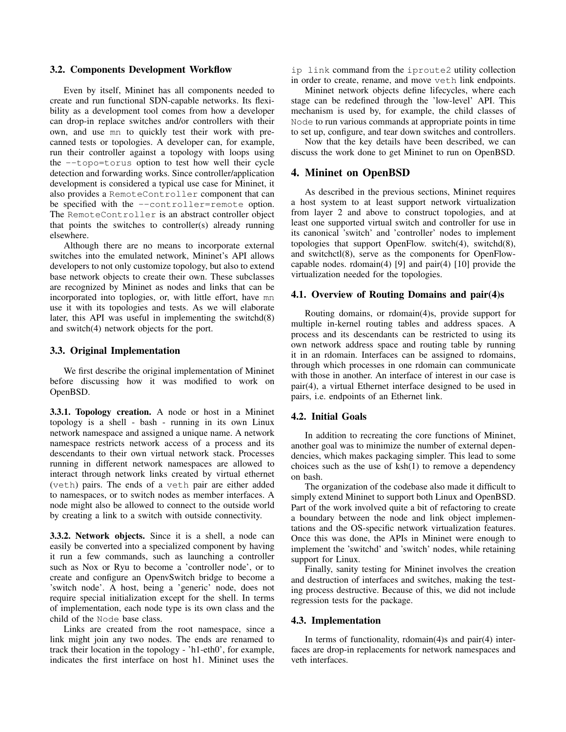### 3.2. Components Development Workflow

Even by itself, Mininet has all components needed to create and run functional SDN-capable networks. Its flexibility as a development tool comes from how a developer can drop-in replace switches and/or controllers with their own, and use `mn` to quickly test their work with pre-canned tests or topologies. A developer can, for example, run their controller against a topology with loops using the `--topo=torus` option to test how well their cycle detection and forwarding works. Since controller/application development is considered a typical use case for Mininet, it also provides a `RemoteController` component that can be specified with the `--controller=remote` option. The `RemoteController` is an abstract controller object that points the switches to controller(s) already running elsewhere.

Although there are no means to incorporate external switches into the emulated network, Mininet's API allows developers to not only customize topology, but also to extend base network objects to create their own. These subclasses are recognized by Mininet as nodes and links that can be incorporated into toplogies, or, with little effort, have `mn` use it with its topologies and tests. As we will elaborate later, this API was useful in implementing the switchd(8) and switch(4) network objects for the port.

### 3.3. Original Implementation

We first describe the original implementation of Mininet before discussing how it was modified to work on OpenBSD.

**3.3.1. Topology creation.** A node or host in a Mininet topology is a shell - bash - running in its own Linux network namespace and assigned a unique name. A network namespace restricts network access of a process and its descendants to their own virtual network stack. Processes running in different network namespaces are allowed to interact through network links created by virtual ethernet (`veth`) pairs. The ends of a `veth` pair are either added to namespaces, or to switch nodes as member interfaces. A node might also be allowed to connect to the outside world by creating a link to a switch with outside connectivity.

**3.3.2. Network objects.** Since it is a shell, a node can easily be converted into a specialized component by having it run a few commands, such as launching a controller such as Nox or Ryu to become a 'controller node', or to create and configure an OpenvSwitch bridge to become a 'switch node'. A host, being a 'generic' node, does not require special initialization except for the shell. In terms of implementation, each node type is its own class and the child of the `Node` base class.

Links are created from the root namespace, since a link might join any two nodes. The ends are renamed to track their location in the topology - 'h1-eth0', for example, indicates the first interface on host h1. Mininet uses the `ip link` command from the `iproute2` utility collection in order to create, rename, and move `veth` link endpoints.

Mininet network objects define lifecycles, where each stage can be redefined through the 'low-level' API. This mechanism is used by, for example, the child classes of `Node` to run various commands at appropriate points in time to set up, configure, and tear down switches and controllers.

Now that the key details have been described, we can discuss the work done to get Mininet to run on OpenBSD.

## 4. Mininet on OpenBSD

As described in the previous sections, Mininet requires a host system to at least support network virtualization from layer 2 and above to construct topologies, and at least one supported virtual switch and controller for use in its canonical 'switch' and 'controller' nodes to implement topologies that support OpenFlow. switch(4), switchd(8), and switchctl(8), serve as the components for OpenFlow-capable nodes. rdomain(4) [9] and pair(4) [10] provide the virtualization needed for the topologies.

### 4.1. Overview of Routing Domains and pair(4)s

Routing domains, or rdomain(4)s, provide support for multiple in-kernel routing tables and address spaces. A process and its descendants can be restricted to using its own network address space and routing table by running it in an rdomain. Interfaces can be assigned to rdomains, through which processes in one rdomain can communicate with those in another. An interface of interest in our case is pair(4), a virtual Ethernet interface designed to be used in pairs, i.e. endpoints of an Ethernet link.

### 4.2. Initial Goals

In addition to recreating the core functions of Mininet, another goal was to minimize the number of external dependencies, which makes packaging simpler. This lead to some choices such as the use of ksh(1) to remove a dependency on bash.

The organization of the codebase also made it difficult to simply extend Mininet to support both Linux and OpenBSD. Part of the work involved quite a bit of refactoring to create a boundary between the node and link object implementations and the OS-specific network virtualization features. Once this was done, the APIs in Mininet were enough to implement the 'switchd' and 'switch' nodes, while retaining support for Linux.

Finally, sanity testing for Mininet involves the creation and destruction of interfaces and switches, making the testing process destructive. Because of this, we did not include regression tests for the package.

### 4.3. Implementation

In terms of functionality, rdomain(4)s and pair(4) interfaces are drop-in replacements for network namespaces and veth interfaces.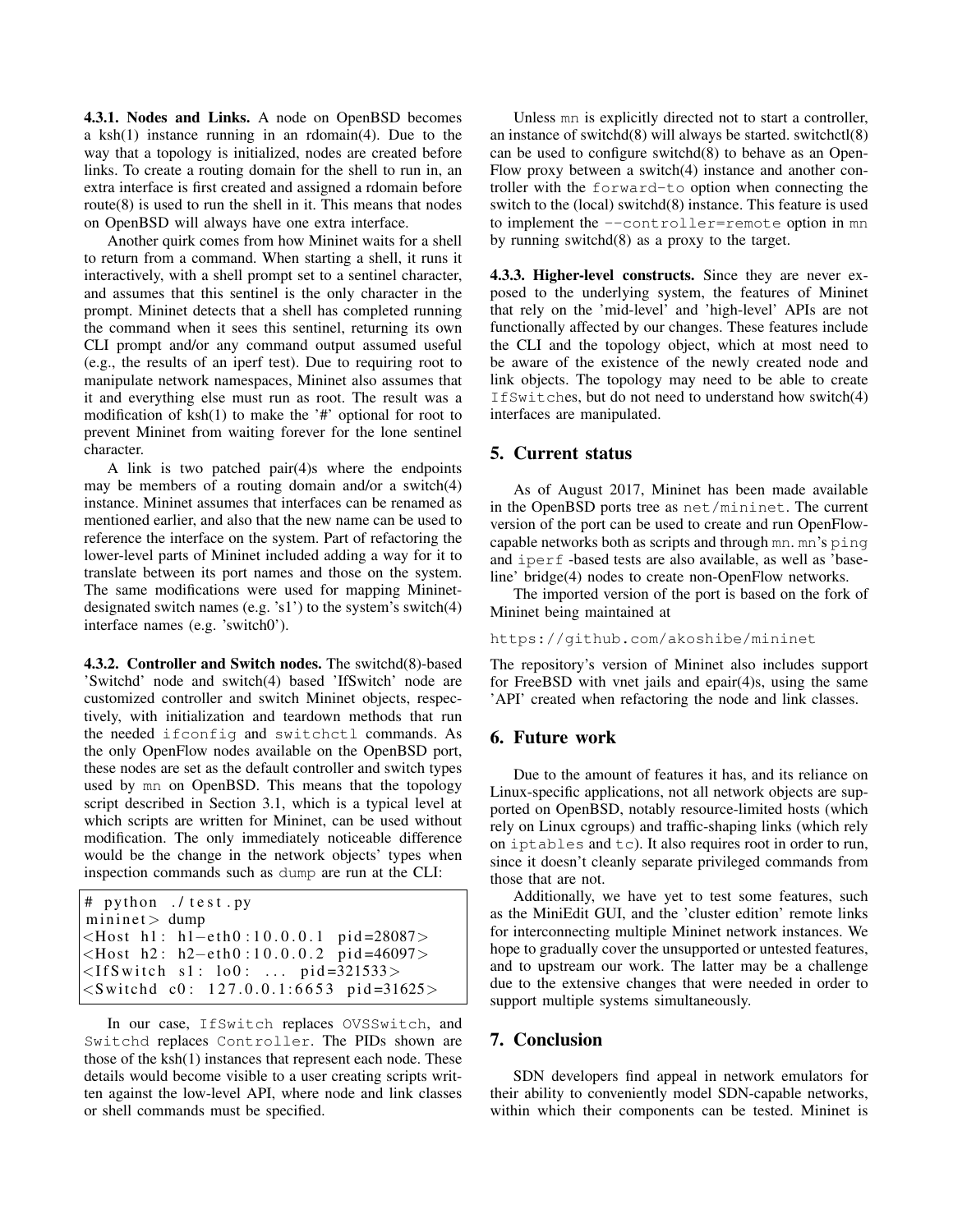**4.3.1. Nodes and Links.** A node on OpenBSD becomes a ksh(1) instance running in an rdomain(4). Due to the way that a topology is initialized, nodes are created before links. To create a routing domain for the shell to run in, an extra interface is first created and assigned a rdomain before route(8) is used to run the shell in it. This means that nodes on OpenBSD will always have one extra interface.

Another quirk comes from how Mininet waits for a shell to return from a command. When starting a shell, it runs it interactively, with a shell prompt set to a sentinel character, and assumes that this sentinel is the only character in the prompt. Mininet detects that a shell has completed running the command when it sees this sentinel, returning its own CLI prompt and/or any command output assumed useful (e.g., the results of an iperf test). Due to requiring root to manipulate network namespaces, Mininet also assumes that it and everything else must run as root. The result was a modification of ksh(1) to make the '#' optional for root to prevent Mininet from waiting forever for the lone sentinel character.

A link is two patched pair(4)s where the endpoints may be members of a routing domain and/or a switch(4) instance. Mininet assumes that interfaces can be renamed as mentioned earlier, and also that the new name can be used to reference the interface on the system. Part of refactoring the lower-level parts of Mininet included adding a way for it to translate between its port names and those on the system. The same modifications were used for mapping Mininet-designated switch names (e.g. 's1') to the system's switch(4) interface names (e.g. 'switch0').

**4.3.2. Controller and Switch nodes.** The switchd(8)-based 'Switchd' node and switch(4) based 'IfSwitch' node are customized controller and switch Mininet objects, respectively, with initialization and teardown methods that run the needed `ifconfig` and `switchctl` commands. As the only OpenFlow nodes available on the OpenBSD port, these nodes are set as the default controller and switch types used by `mn` on OpenBSD. This means that the topology script described in Section 3.1, which is a typical level at which scripts are written for Mininet, can be used without modification. The only immediately noticeable difference would be the change in the network objects' types when inspection commands such as `dump` are run at the CLI:

```
# python ./test.py
mininet> dump
<Host h1: h1-eth0:10.0.0.1 pid=28087>
<Host h2: h2-eth0:10.0.0.2 pid=46097>
<IfSwitch s1: lo0: ... pid=321533>
<Switchd c0: 127.0.0.1:6653 pid=31625>
```

In our case, `IfSwitch` replaces `OVSSwitch`, and `Switchd` replaces `Controller`. The PIDs shown are those of the ksh(1) instances that represent each node. These details would become visible to a user creating scripts written against the low-level API, where node and link classes or shell commands must be specified.

Unless `mn` is explicitly directed not to start a controller, an instance of switchd(8) will always be started. switchctl(8) can be used to configure switchd(8) to behave as an OpenFlow proxy between a switch(4) instance and another controller with the `forward-to` option when connecting the switch to the (local) switchd(8) instance. This feature is used to implement the `--controller=remote` option in `mn` by running switchd(8) as a proxy to the target.

**4.3.3. Higher-level constructs.** Since they are never exposed to the underlying system, the features of Mininet that rely on the 'mid-level' and 'high-level' APIs are not functionally affected by our changes. These features include the CLI and the topology object, which at most need to be aware of the existence of the newly created node and link objects. The topology may need to be able to create `IfSwitch`es, but do not need to understand how switch(4) interfaces are manipulated.

## 5. Current status

As of August 2017, Mininet has been made available in the OpenBSD ports tree as `net/mininet`. The current version of the port can be used to create and run OpenFlow-capable networks both as scripts and through `mn`. `mn`'s `ping` and `iperf` -based tests are also available, as well as 'baseline' bridge(4) nodes to create non-OpenFlow networks.

The imported version of the port is based on the fork of Mininet being maintained at

`https://github.com/akoshibe/mininet`

The repository's version of Mininet also includes support for FreeBSD with vnet jails and epair(4)s, using the same 'API' created when refactoring the node and link classes.

## 6. Future work

Due to the amount of features it has, and its reliance on Linux-specific applications, not all network objects are supported on OpenBSD, notably resource-limited hosts (which rely on Linux cgroups) and traffic-shaping links (which rely on `iptables` and `tc`). It also requires root in order to run, since it doesn't cleanly separate privileged commands from those that are not.

Additionally, we have yet to test some features, such as the MiniEdit GUI, and the 'cluster edition' remote links for interconnecting multiple Mininet network instances. We hope to gradually cover the unsupported or untested features, and to upstream our work. The latter may be a challenge due to the extensive changes that were needed in order to support multiple systems simultaneously.

## 7. Conclusion

SDN developers find appeal in network emulators for their ability to conveniently model SDN-capable networks, within which their components can be tested. Mininet is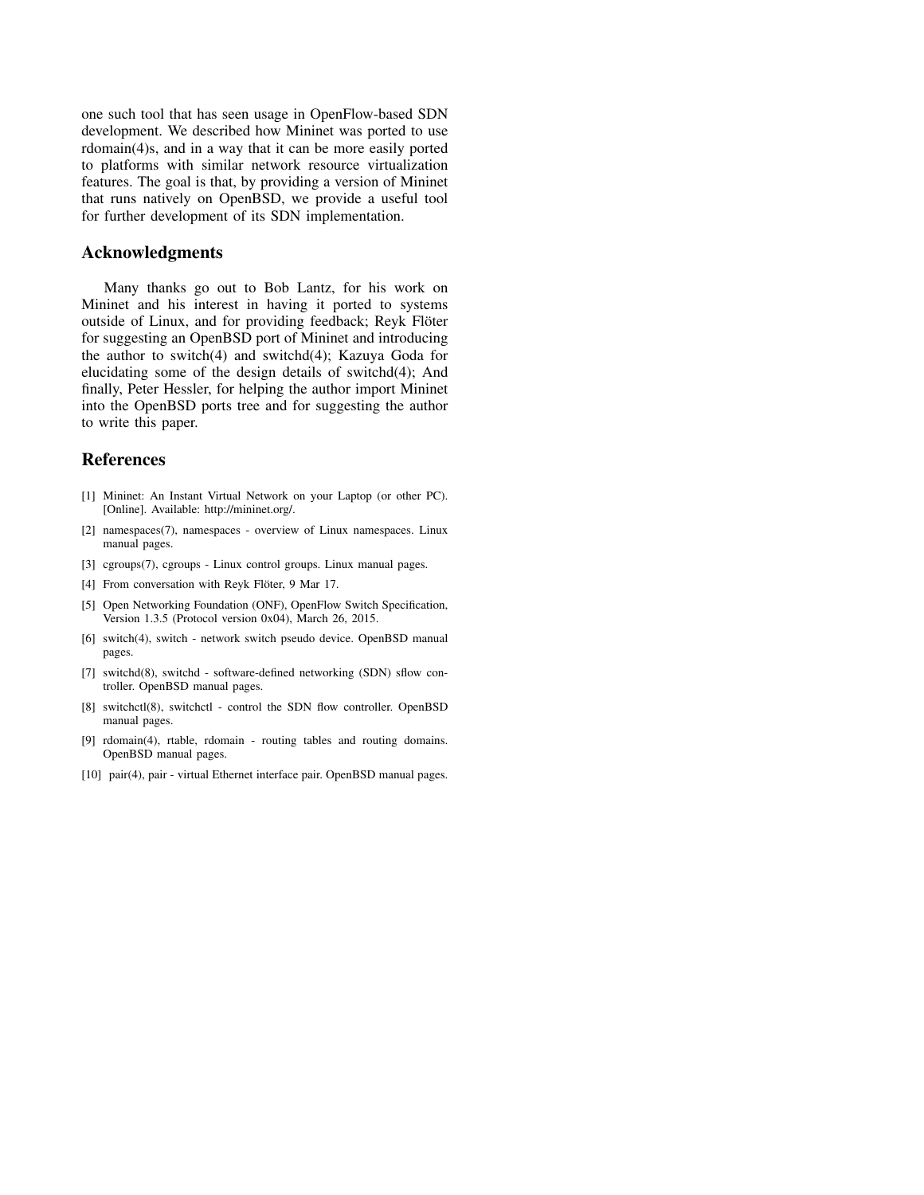one such tool that has seen usage in OpenFlow-based SDN development. We described how Mininet was ported to use rdomain(4)s, and in a way that it can be more easily ported to platforms with similar network resource virtualization features. The goal is that, by providing a version of Mininet that runs natively on OpenBSD, we provide a useful tool for further development of its SDN implementation.

## Acknowledgments

Many thanks go out to Bob Lantz, for his work on Mininet and his interest in having it ported to systems outside of Linux, and for providing feedback; Reyk Flöter for suggesting an OpenBSD port of Mininet and introducing the author to switch(4) and switchd(4); Kazuya Goda for elucidating some of the design details of switchd(4); And finally, Peter Hessler, for helping the author import Mininet into the OpenBSD ports tree and for suggesting the author to write this paper.

## References

[1] Mininet: An Instant Virtual Network on your Laptop (or other PC). [Online]. Available: http://mininet.org/.

[2] namespaces(7), namespaces - overview of Linux namespaces. Linux manual pages.

[3] cgroups(7), cgroups - Linux control groups. Linux manual pages.

[4] From conversation with Reyk Flöter, 9 Mar 17.

[5] Open Networking Foundation (ONF), OpenFlow Switch Specification, Version 1.3.5 (Protocol version 0x04), March 26, 2015.

[6] switch(4), switch - network switch pseudo device. OpenBSD manual pages.

[7] switchd(8), switchd - software-defined networking (SDN) sflow controller. OpenBSD manual pages.

[8] switchctl(8), switchctl - control the SDN flow controller. OpenBSD manual pages.

[9] rdomain(4), rtable, rdomain - routing tables and routing domains. OpenBSD manual pages.

[10] pair(4), pair - virtual Ethernet interface pair. OpenBSD manual pages.